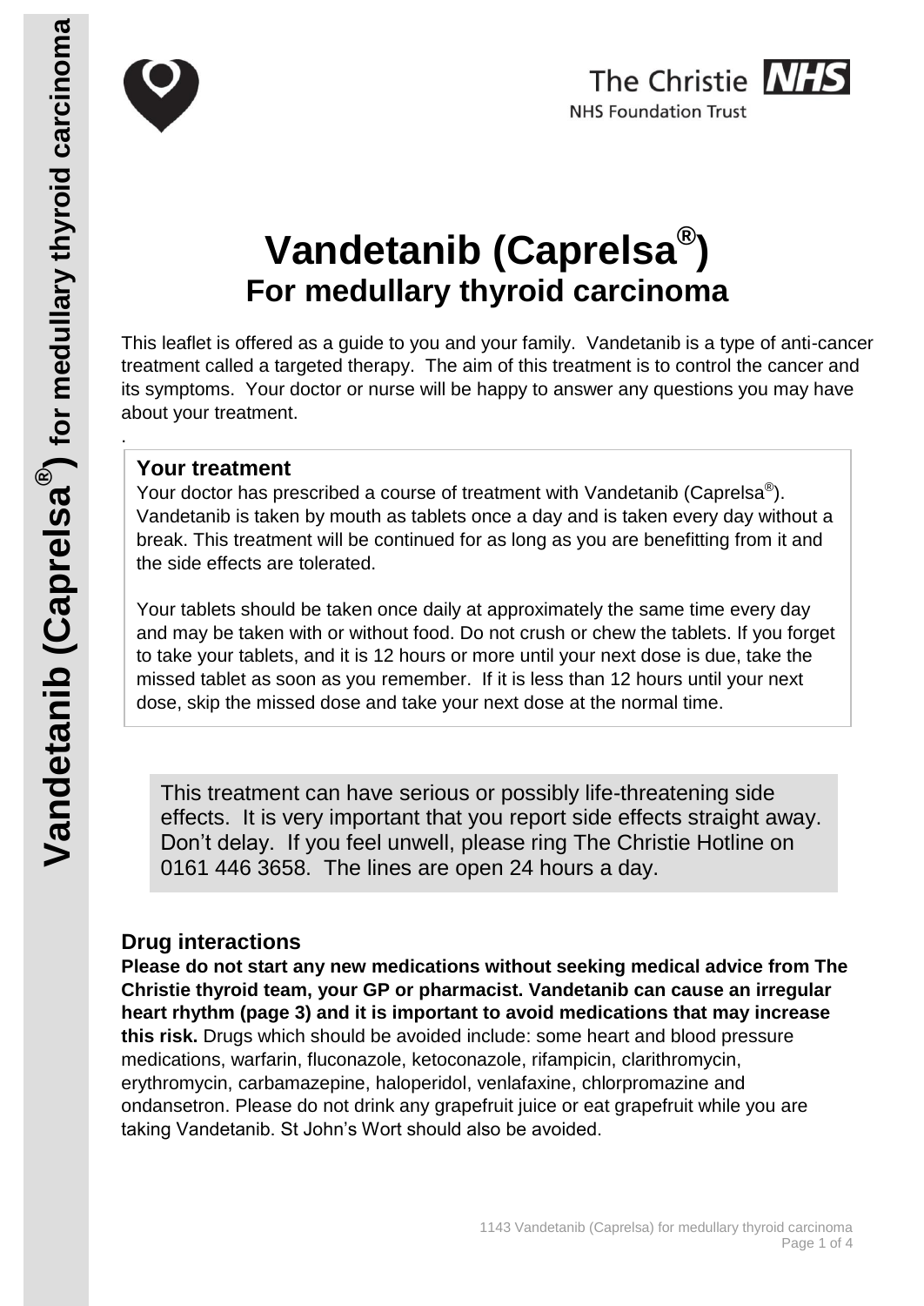# Vandetanib (Caprelsa®) For medullary thyroid carcinoma

This leaflet is offered as a guide to you and your family. Vandetanib is a type of anti-cancer treatment called a targeted therapy. The aim of this treatment is to control the cancer and its symptoms. Your doctor or nurse will be happy to answer any questions you may have about your treatment.

## Your treatment

Your doctor has prescribed a course of treatment with Vandetanib (Caprelsa®). Vandetanib is taken by mouth as tablets once a day and is taken every day without a break. This treatment will be continued for as long as you are benefitting from it and the side effects are tolerated.

Your tablets should be taken once daily at approximately the same time every day and may be taken with or without food. Do not crush or chew the tablets. If you forget to take your tablets, and it is 12 hours or more until your next dose is due, take the missed tablet as soon as you remember. If it is less than 12 hours until your next dose, skip the missed dose and take your next dose at the normal time.

This treatment can have serious or possibly life-threatening side effects. It is very important that you report side effects straight away. Don't delay. If you feel unwell, please ring The Christie Hotline on 0161 446 3658. The lines are open 24 hours a day.

## Drug interactions

**Please do not start any new medications without seeking medical advice from The Christie thyroid team, your GP or pharmacist. Vandetanib can cause an irregular heart rhythm (page 3) and it is important to avoid medications that may increase this risk.** Drugs which should be avoided include: some heart and blood pressure medications, warfarin, fluconazole, ketoconazole, rifampicin, clarithromycin, erythromycin, carbamazepine, haloperidol, venlafaxine, chlorpromazine and ondansetron. Please do not drink any grapefruit juice or eat grapefruit while you are taking Vandetanib. St John's Wort should also be avoided.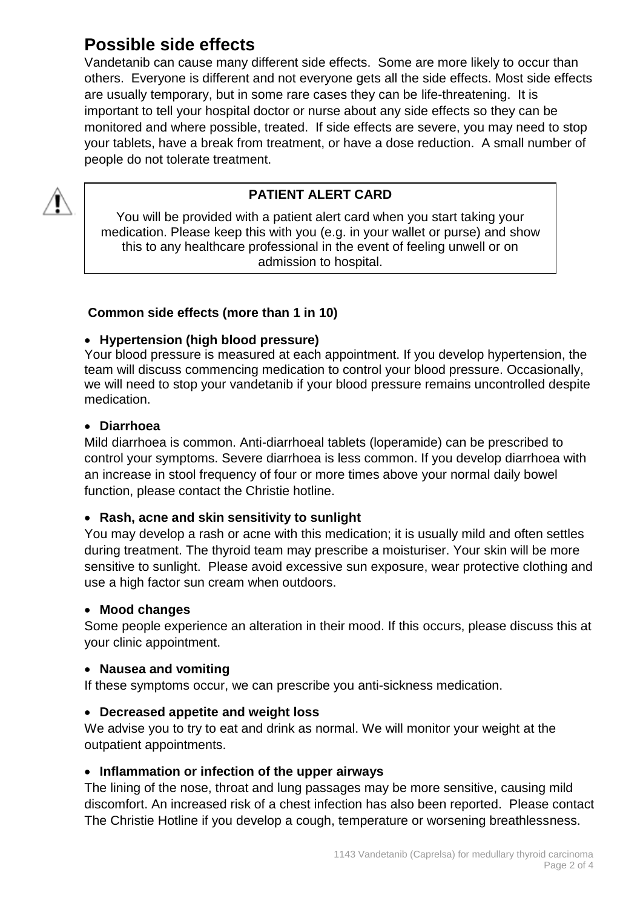## Possible side effects

Vandetanib can cause many different side effects. Some are more likely to occur than others. Everyone is different and not everyone gets all the side effects. Most side effects are usually temporary, but in some rare cases they can be life-threatening. It is important to tell your hospital doctor or nurse about any side effects so they can be monitored and where possible, treated. If side effects are severe, you may need to stop your tablets, have a break from treatment, or have a dose reduction. A small number of people do not tolerate treatment.

> **PATIENT ALERT CARD**
>
> You will be provided with a patient alert card when you start taking your medication. Please keep this with you (e.g. in your wallet or purse) and show this to any healthcare professional in the event of feeling unwell or on admission to hospital.

### Common side effects (more than 1 in 10)

- **Hypertension (high blood pressure)**

Your blood pressure is measured at each appointment. If you develop hypertension, the team will discuss commencing medication to control your blood pressure. Occasionally, we will need to stop your vandetanib if your blood pressure remains uncontrolled despite medication.

- **Diarrhoea**

Mild diarrhoea is common. Anti-diarrhoeal tablets (loperamide) can be prescribed to control your symptoms. Severe diarrhoea is less common. If you develop diarrhoea with an increase in stool frequency of four or more times above your normal daily bowel function, please contact the Christie hotline.

- **Rash, acne and skin sensitivity to sunlight**

You may develop a rash or acne with this medication; it is usually mild and often settles during treatment. The thyroid team may prescribe a moisturiser. Your skin will be more sensitive to sunlight. Please avoid excessive sun exposure, wear protective clothing and use a high factor sun cream when outdoors.

- **Mood changes**

Some people experience an alteration in their mood. If this occurs, please discuss this at your clinic appointment.

- **Nausea and vomiting**

If these symptoms occur, we can prescribe you anti-sickness medication.

- **Decreased appetite and weight loss**

We advise you to try to eat and drink as normal. We will monitor your weight at the outpatient appointments.

- **Inflammation or infection of the upper airways**

The lining of the nose, throat and lung passages may be more sensitive, causing mild discomfort. An increased risk of a chest infection has also been reported. Please contact The Christie Hotline if you develop a cough, temperature or worsening breathlessness.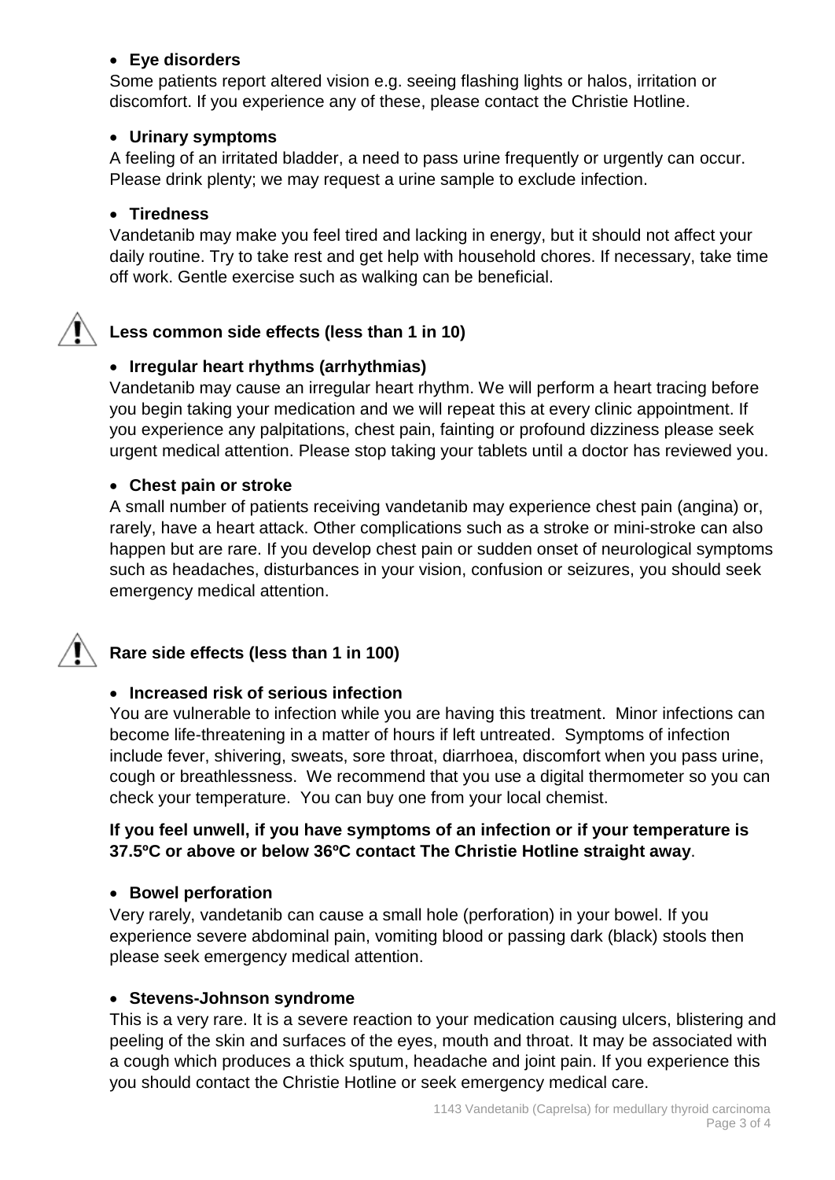- **Eye disorders**

Some patients report altered vision e.g. seeing flashing lights or halos, irritation or discomfort. If you experience any of these, please contact the Christie Hotline.

- **Urinary symptoms**

A feeling of an irritated bladder, a need to pass urine frequently or urgently can occur. Please drink plenty; we may request a urine sample to exclude infection.

- **Tiredness**

Vandetanib may make you feel tired and lacking in energy, but it should not affect your daily routine. Try to take rest and get help with household chores. If necessary, take time off work. Gentle exercise such as walking can be beneficial.

## Less common side effects (less than 1 in 10)

- **Irregular heart rhythms (arrhythmias)**

Vandetanib may cause an irregular heart rhythm. We will perform a heart tracing before you begin taking your medication and we will repeat this at every clinic appointment. If you experience any palpitations, chest pain, fainting or profound dizziness please seek urgent medical attention. Please stop taking your tablets until a doctor has reviewed you.

- **Chest pain or stroke**

A small number of patients receiving vandetanib may experience chest pain (angina) or, rarely, have a heart attack. Other complications such as a stroke or mini-stroke can also happen but are rare. If you develop chest pain or sudden onset of neurological symptoms such as headaches, disturbances in your vision, confusion or seizures, you should seek emergency medical attention.

## Rare side effects (less than 1 in 100)

- **Increased risk of serious infection**

You are vulnerable to infection while you are having this treatment. Minor infections can become life-threatening in a matter of hours if left untreated. Symptoms of infection include fever, shivering, sweats, sore throat, diarrhoea, discomfort when you pass urine, cough or breathlessness. We recommend that you use a digital thermometer so you can check your temperature. You can buy one from your local chemist.

**If you feel unwell, if you have symptoms of an infection or if your temperature is 37.5ºC or above or below 36ºC contact The Christie Hotline straight away**.

- **Bowel perforation**

Very rarely, vandetanib can cause a small hole (perforation) in your bowel. If you experience severe abdominal pain, vomiting blood or passing dark (black) stools then please seek emergency medical attention.

- **Stevens-Johnson syndrome**

This is a very rare. It is a severe reaction to your medication causing ulcers, blistering and peeling of the skin and surfaces of the eyes, mouth and throat. It may be associated with a cough which produces a thick sputum, headache and joint pain. If you experience this you should contact the Christie Hotline or seek emergency medical care.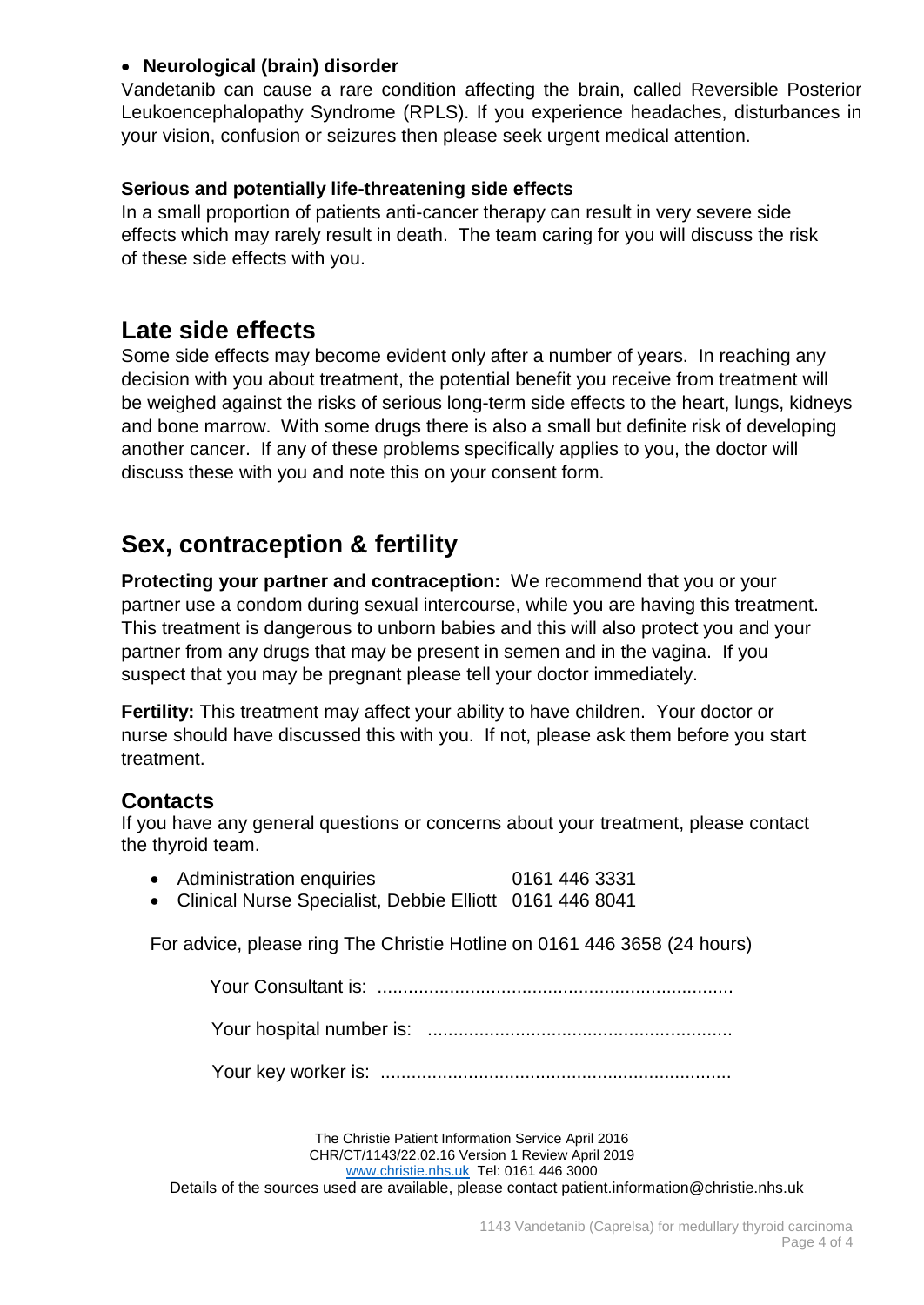- **Neurological (brain) disorder**

Vandetanib can cause a rare condition affecting the brain, called Reversible Posterior Leukoencephalopathy Syndrome (RPLS). If you experience headaches, disturbances in your vision, confusion or seizures then please seek urgent medical attention.

### Serious and potentially life-threatening side effects

In a small proportion of patients anti-cancer therapy can result in very severe side effects which may rarely result in death. The team caring for you will discuss the risk of these side effects with you.

## Late side effects

Some side effects may become evident only after a number of years. In reaching any decision with you about treatment, the potential benefit you receive from treatment will be weighed against the risks of serious long-term side effects to the heart, lungs, kidneys and bone marrow. With some drugs there is also a small but definite risk of developing another cancer. If any of these problems specifically applies to you, the doctor will discuss these with you and note this on your consent form.

## Sex, contraception & fertility

**Protecting your partner and contraception:** We recommend that you or your partner use a condom during sexual intercourse, while you are having this treatment. This treatment is dangerous to unborn babies and this will also protect you and your partner from any drugs that may be present in semen and in the vagina. If you suspect that you may be pregnant please tell your doctor immediately.

**Fertility:** This treatment may affect your ability to have children. Your doctor or nurse should have discussed this with you. If not, please ask them before you start treatment.

### Contacts

If you have any general questions or concerns about your treatment, please contact the thyroid team.

- Administration enquiries 0161 446 3331
- Clinical Nurse Specialist, Debbie Elliott 0161 446 8041

For advice, please ring The Christie Hotline on 0161 446 3658 (24 hours)

Your Consultant is: ....................................................................

Your hospital number is: ..........................................................

Your key worker is: ...................................................................

The Christie Patient Information Service April 2016
CHR/CT/1143/22.02.16 Version 1 Review April 2019
www.christie.nhs.uk Tel: 0161 446 3000
Details of the sources used are available, please contact patient.information@christie.nhs.uk

1143 Vandetanib (Caprelsa) for medullary thyroid carcinoma